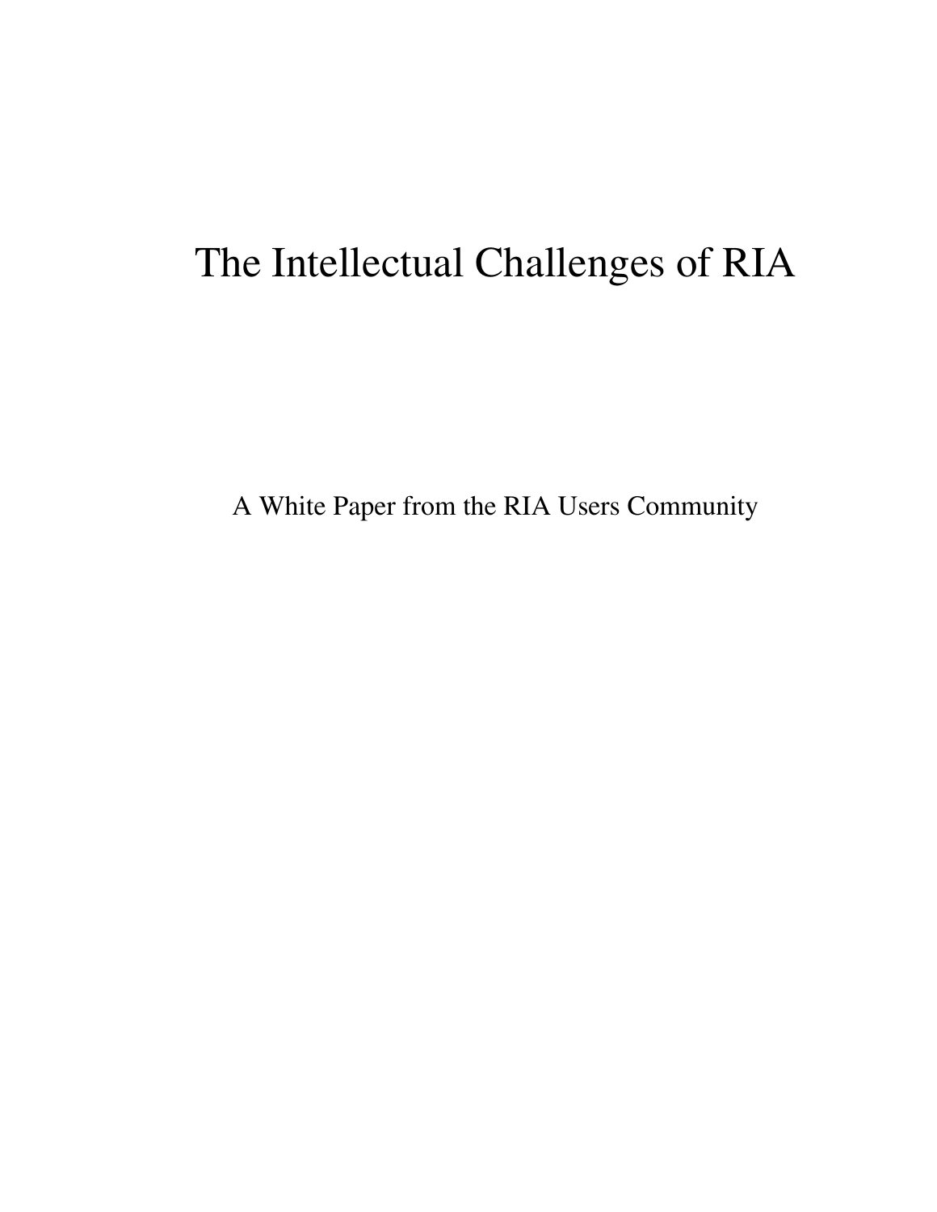# The Intellectual Challenges of RIA

A White Paper from the RIA Users Community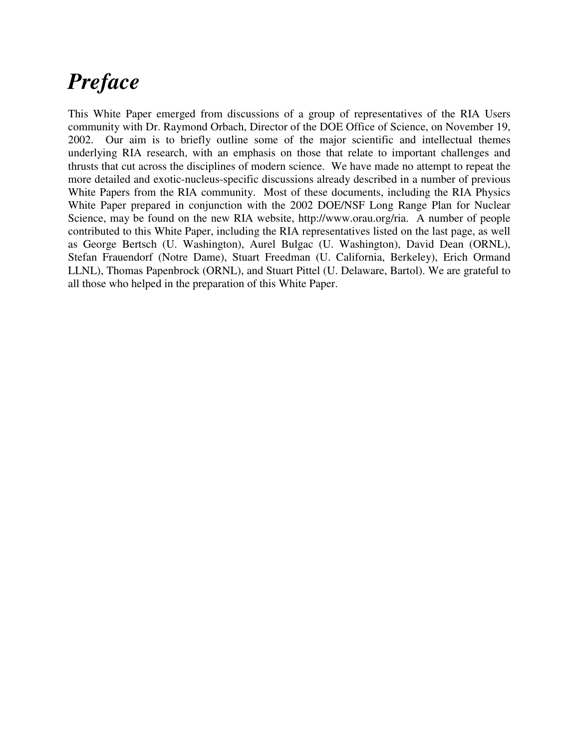# *Preface*

This White Paper emerged from discussions of a group of representatives of the RIA Users community with Dr. Raymond Orbach, Director of the DOE Office of Science, on November 19, 2002. Our aim is to briefly outline some of the major scientific and intellectual themes underlying RIA research, with an emphasis on those that relate to important challenges and thrusts that cut across the disciplines of modern science. We have made no attempt to repeat the more detailed and exotic-nucleus-specific discussions already described in a number of previous White Papers from the RIA community. Most of these documents, including the RIA Physics White Paper prepared in conjunction with the 2002 DOE/NSF Long Range Plan for Nuclear Science, may be found on the new RIA website, http://www.orau.org/ria. A number of people contributed to this White Paper, including the RIA representatives listed on the last page, as well as George Bertsch (U. Washington), Aurel Bulgac (U. Washington), David Dean (ORNL), Stefan Frauendorf (Notre Dame), Stuart Freedman (U. California, Berkeley), Erich Ormand LLNL), Thomas Papenbrock (ORNL), and Stuart Pittel (U. Delaware, Bartol). We are grateful to all those who helped in the preparation of this White Paper.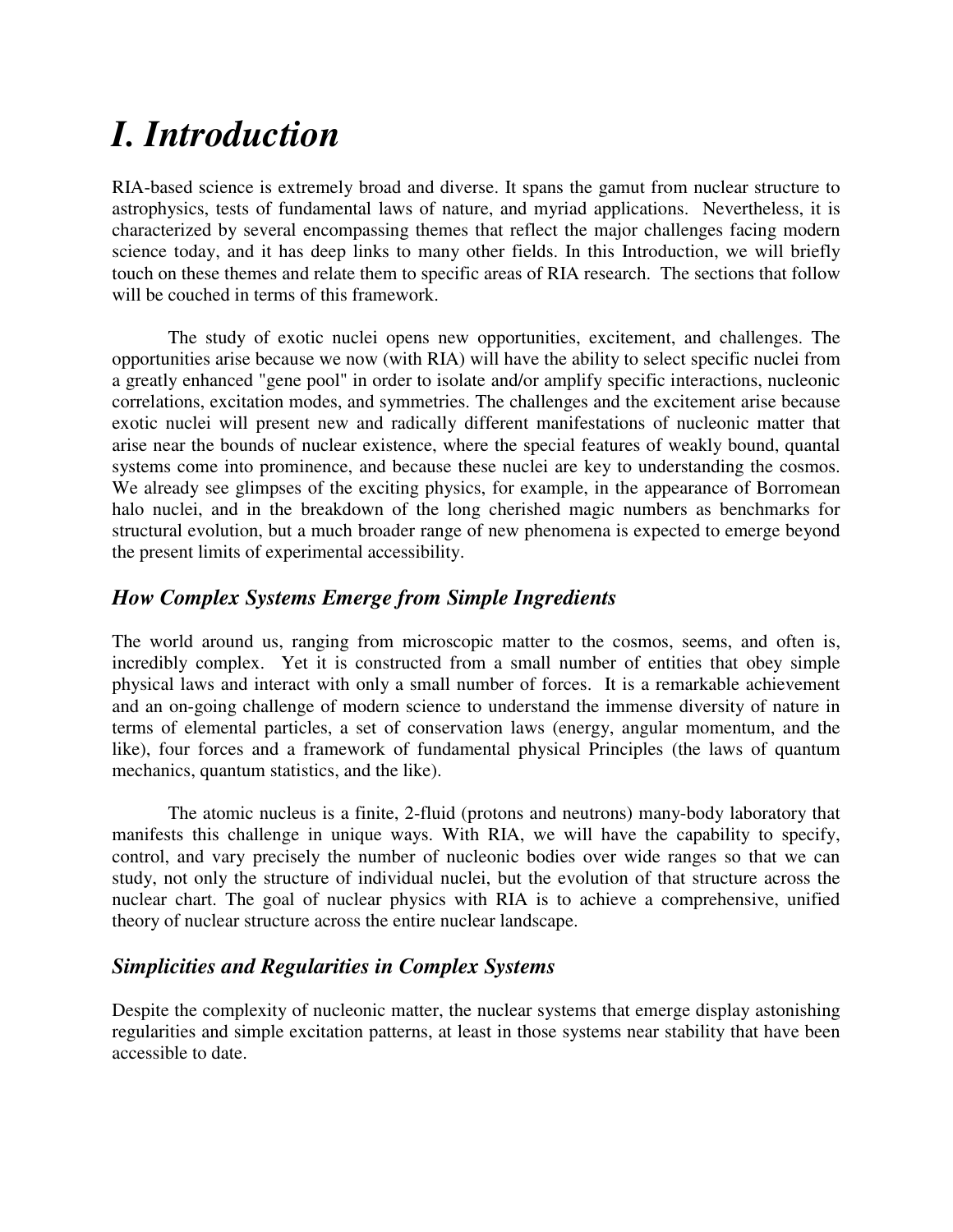# *I. Introduction*

RIA-based science is extremely broad and diverse. It spans the gamut from nuclear structure to astrophysics, tests of fundamental laws of nature, and myriad applications. Nevertheless, it is characterized by several encompassing themes that reflect the major challenges facing modern science today, and it has deep links to many other fields. In this Introduction, we will briefly touch on these themes and relate them to specific areas of RIA research. The sections that follow will be couched in terms of this framework.

The study of exotic nuclei opens new opportunities, excitement, and challenges. The opportunities arise because we now (with RIA) will have the ability to select specific nuclei from a greatly enhanced "gene pool" in order to isolate and/or amplify specific interactions, nucleonic correlations, excitation modes, and symmetries. The challenges and the excitement arise because exotic nuclei will present new and radically different manifestations of nucleonic matter that arise near the bounds of nuclear existence, where the special features of weakly bound, quantal systems come into prominence, and because these nuclei are key to understanding the cosmos. We already see glimpses of the exciting physics, for example, in the appearance of Borromean halo nuclei, and in the breakdown of the long cherished magic numbers as benchmarks for structural evolution, but a much broader range of new phenomena is expected to emerge beyond the present limits of experimental accessibility.

## *How Complex Systems Emerge from Simple Ingredients*

The world around us, ranging from microscopic matter to the cosmos, seems, and often is, incredibly complex. Yet it is constructed from a small number of entities that obey simple physical laws and interact with only a small number of forces. It is a remarkable achievement and an on-going challenge of modern science to understand the immense diversity of nature in terms of elemental particles, a set of conservation laws (energy, angular momentum, and the like), four forces and a framework of fundamental physical Principles (the laws of quantum mechanics, quantum statistics, and the like).

The atomic nucleus is a finite, 2-fluid (protons and neutrons) many-body laboratory that manifests this challenge in unique ways. With RIA, we will have the capability to specify, control, and vary precisely the number of nucleonic bodies over wide ranges so that we can study, not only the structure of individual nuclei, but the evolution of that structure across the nuclear chart. The goal of nuclear physics with RIA is to achieve a comprehensive, unified theory of nuclear structure across the entire nuclear landscape.

## *Simplicities and Regularities in Complex Systems*

Despite the complexity of nucleonic matter, the nuclear systems that emerge display astonishing regularities and simple excitation patterns, at least in those systems near stability that have been accessible to date.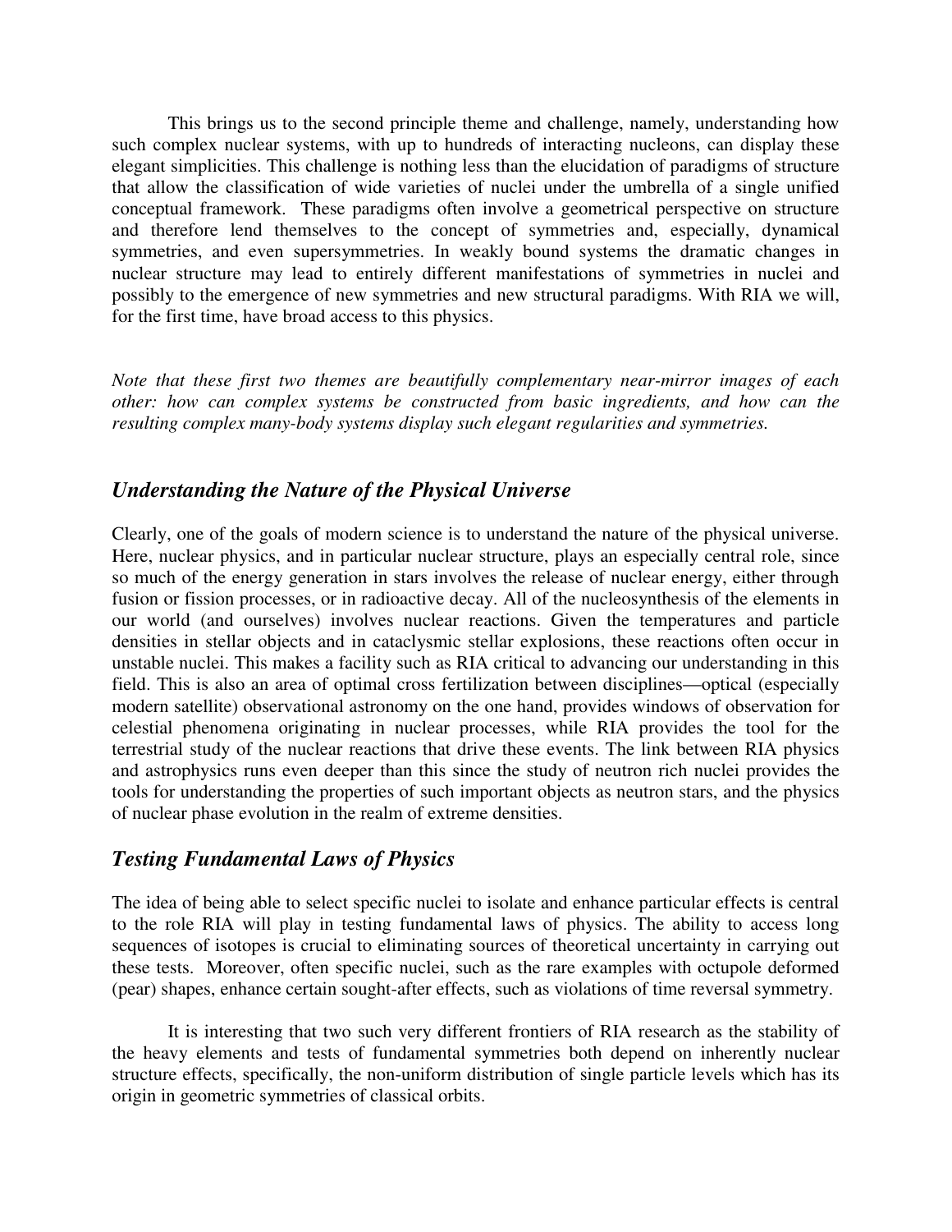This brings us to the second principle theme and challenge, namely, understanding how such complex nuclear systems, with up to hundreds of interacting nucleons, can display these elegant simplicities. This challenge is nothing less than the elucidation of paradigms of structure that allow the classification of wide varieties of nuclei under the umbrella of a single unified conceptual framework. These paradigms often involve a geometrical perspective on structure and therefore lend themselves to the concept of symmetries and, especially, dynamical symmetries, and even supersymmetries. In weakly bound systems the dramatic changes in nuclear structure may lead to entirely different manifestations of symmetries in nuclei and possibly to the emergence of new symmetries and new structural paradigms. With RIA we will, for the first time, have broad access to this physics.

*Note that these first two themes are beautifully complementary near-mirror images of each other: how can complex systems be constructed from basic ingredients, and how can the resulting complex many-body systems display such elegant regularities and symmetries.*

## *Understanding the Nature of the Physical Universe*

Clearly, one of the goals of modern science is to understand the nature of the physical universe. Here, nuclear physics, and in particular nuclear structure, plays an especially central role, since so much of the energy generation in stars involves the release of nuclear energy, either through fusion or fission processes, or in radioactive decay. All of the nucleosynthesis of the elements in our world (and ourselves) involves nuclear reactions. Given the temperatures and particle densities in stellar objects and in cataclysmic stellar explosions, these reactions often occur in unstable nuclei. This makes a facility such as RIA critical to advancing our understanding in this field. This is also an area of optimal cross fertilization between disciplines—optical (especially modern satellite) observational astronomy on the one hand, provides windows of observation for celestial phenomena originating in nuclear processes, while RIA provides the tool for the terrestrial study of the nuclear reactions that drive these events. The link between RIA physics and astrophysics runs even deeper than this since the study of neutron rich nuclei provides the tools for understanding the properties of such important objects as neutron stars, and the physics of nuclear phase evolution in the realm of extreme densities.

## *Testing Fundamental Laws of Physics*

The idea of being able to select specific nuclei to isolate and enhance particular effects is central to the role RIA will play in testing fundamental laws of physics. The ability to access long sequences of isotopes is crucial to eliminating sources of theoretical uncertainty in carrying out these tests. Moreover, often specific nuclei, such as the rare examples with octupole deformed (pear) shapes, enhance certain sought-after effects, such as violations of time reversal symmetry.

It is interesting that two such very different frontiers of RIA research as the stability of the heavy elements and tests of fundamental symmetries both depend on inherently nuclear structure effects, specifically, the non-uniform distribution of single particle levels which has its origin in geometric symmetries of classical orbits.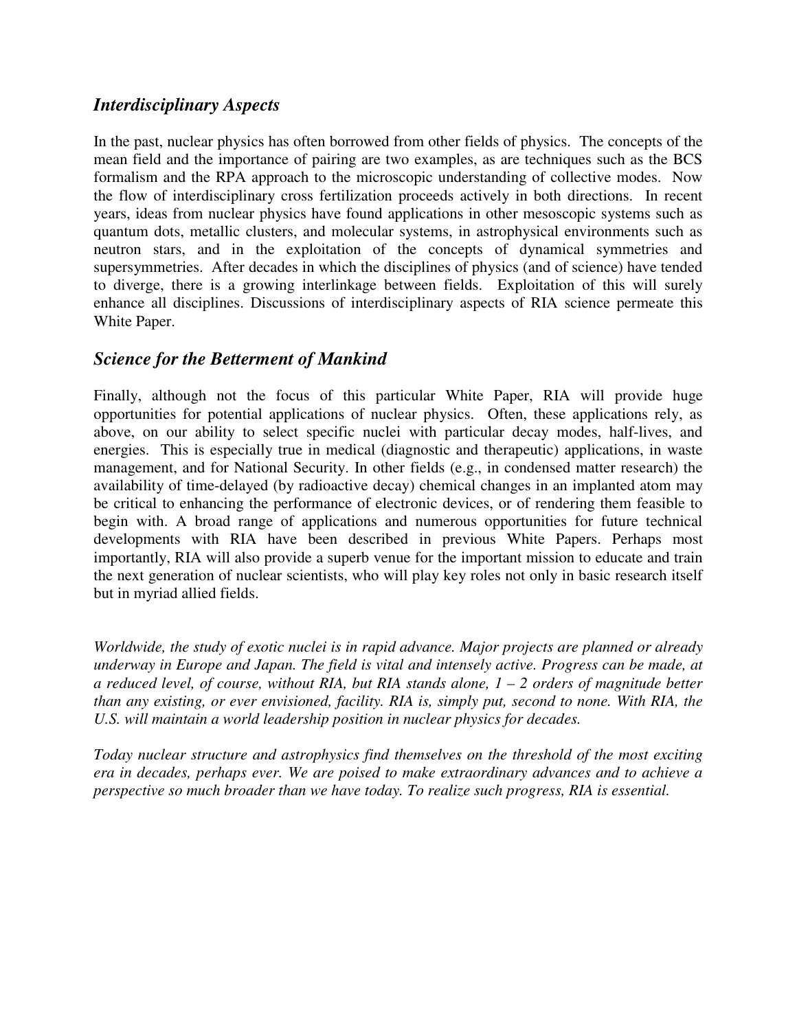## *Interdisciplinary Aspects*

In the past, nuclear physics has often borrowed from other fields of physics. The concepts of the mean field and the importance of pairing are two examples, as are techniques such as the BCS formalism and the RPA approach to the microscopic understanding of collective modes. Now the flow of interdisciplinary cross fertilization proceeds actively in both directions. In recent years, ideas from nuclear physics have found applications in other mesoscopic systems such as quantum dots, metallic clusters, and molecular systems, in astrophysical environments such as neutron stars, and in the exploitation of the concepts of dynamical symmetries and supersymmetries. After decades in which the disciplines of physics (and of science) have tended to diverge, there is a growing interlinkage between fields. Exploitation of this will surely enhance all disciplines. Discussions of interdisciplinary aspects of RIA science permeate this White Paper.

## *Science for the Betterment of Mankind*

Finally, although not the focus of this particular White Paper, RIA will provide huge opportunities for potential applications of nuclear physics. Often, these applications rely, as above, on our ability to select specific nuclei with particular decay modes, half-lives, and energies. This is especially true in medical (diagnostic and therapeutic) applications, in waste management, and for National Security. In other fields (e.g., in condensed matter research) the availability of time-delayed (by radioactive decay) chemical changes in an implanted atom may be critical to enhancing the performance of electronic devices, or of rendering them feasible to begin with. A broad range of applications and numerous opportunities for future technical developments with RIA have been described in previous White Papers. Perhaps most importantly, RIA will also provide a superb venue for the important mission to educate and train the next generation of nuclear scientists, who will play key roles not only in basic research itself but in myriad allied fields.

*Worldwide, the study of exotic nuclei is in rapid advance. Major projects are planned or already underway in Europe and Japan. The field is vital and intensely active. Progress can be made, at a reduced level, of course, without RIA, but RIA stands alone, 1 – 2 orders of magnitude better than any existing, or ever envisioned, facility. RIA is, simply put, second to none. With RIA, the U.S. will maintain a world leadership position in nuclear physics for decades.*

*Today nuclear structure and astrophysics find themselves on the threshold of the most exciting era in decades, perhaps ever. We are poised to make extraordinary advances and to achieve a perspective so much broader than we have today. To realize such progress, RIA is essential.*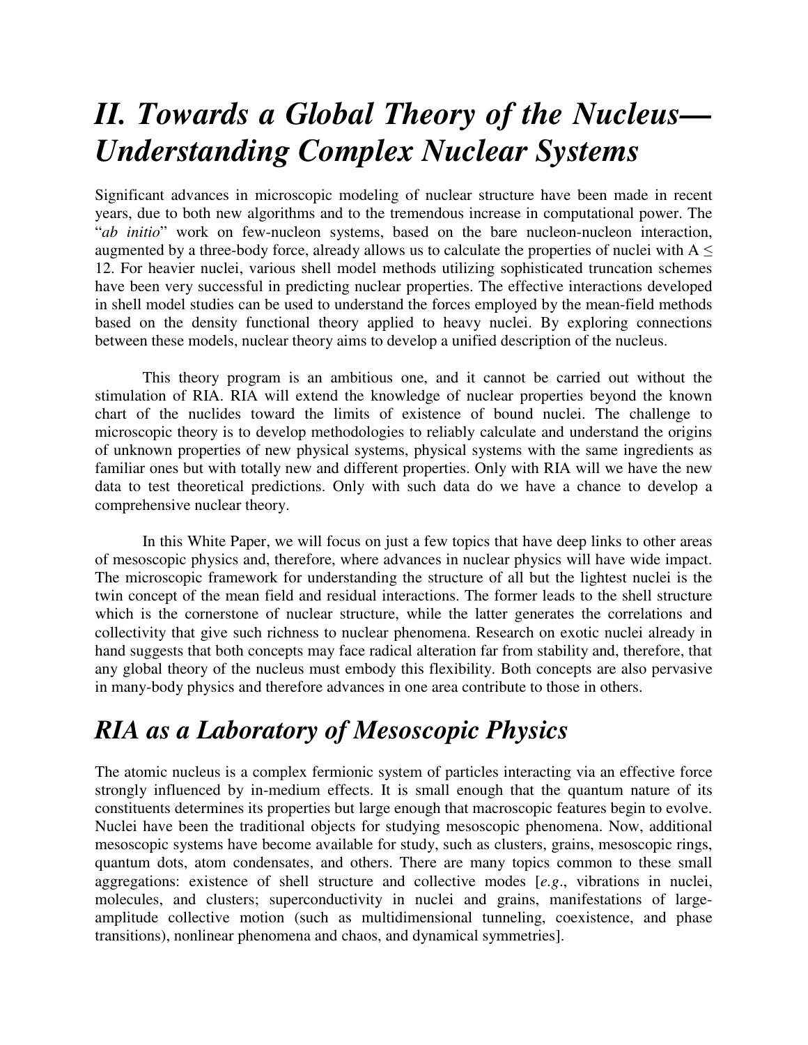# *II. Towards a Global Theory of the Nucleus—Understanding Complex Nuclear Systems*

Significant advances in microscopic modeling of nuclear structure have been made in recent years, due to both new algorithms and to the tremendous increase in computational power. The "*ab initio*" work on few-nucleon systems, based on the bare nucleon-nucleon interaction, augmented by a three-body force, already allows us to calculate the properties of nuclei with $A \leq 12$. For heavier nuclei, various shell model methods utilizing sophisticated truncation schemes have been very successful in predicting nuclear properties. The effective interactions developed in shell model studies can be used to understand the forces employed by the mean-field methods based on the density functional theory applied to heavy nuclei. By exploring connections between these models, nuclear theory aims to develop a unified description of the nucleus.

This theory program is an ambitious one, and it cannot be carried out without the stimulation of RIA. RIA will extend the knowledge of nuclear properties beyond the known chart of the nuclides toward the limits of existence of bound nuclei. The challenge to microscopic theory is to develop methodologies to reliably calculate and understand the origins of unknown properties of new physical systems, physical systems with the same ingredients as familiar ones but with totally new and different properties. Only with RIA will we have the new data to test theoretical predictions. Only with such data do we have a chance to develop a comprehensive nuclear theory.

In this White Paper, we will focus on just a few topics that have deep links to other areas of mesoscopic physics and, therefore, where advances in nuclear physics will have wide impact. The microscopic framework for understanding the structure of all but the lightest nuclei is the twin concept of the mean field and residual interactions. The former leads to the shell structure which is the cornerstone of nuclear structure, while the latter generates the correlations and collectivity that give such richness to nuclear phenomena. Research on exotic nuclei already in hand suggests that both concepts may face radical alteration far from stability and, therefore, that any global theory of the nucleus must embody this flexibility. Both concepts are also pervasive in many-body physics and therefore advances in one area contribute to those in others.

## *RIA as a Laboratory of Mesoscopic Physics*

The atomic nucleus is a complex fermionic system of particles interacting via an effective force strongly influenced by in-medium effects. It is small enough that the quantum nature of its constituents determines its properties but large enough that macroscopic features begin to evolve. Nuclei have been the traditional objects for studying mesoscopic phenomena. Now, additional mesoscopic systems have become available for study, such as clusters, grains, mesoscopic rings, quantum dots, atom condensates, and others. There are many topics common to these small aggregations: existence of shell structure and collective modes [*e.g.*, vibrations in nuclei, molecules, and clusters; superconductivity in nuclei and grains, manifestations of large-amplitude collective motion (such as multidimensional tunneling, coexistence, and phase transitions), nonlinear phenomena and chaos, and dynamical symmetries].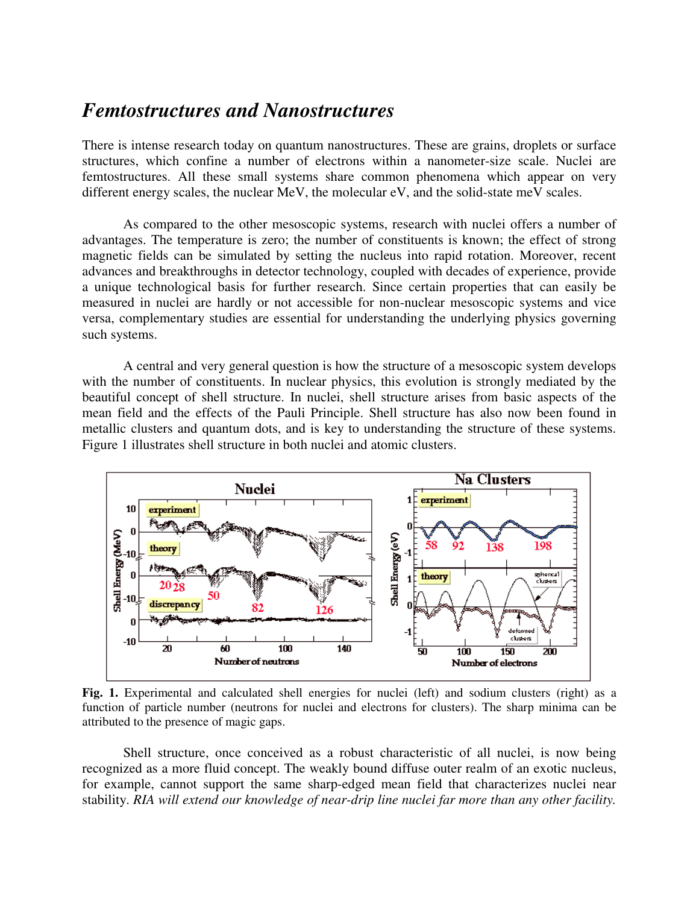# *Femtostructures and Nanostructures*

There is intense research today on quantum nanostructures. These are grains, droplets or surface structures, which confine a number of electrons within a nanometer-size scale. Nuclei are femtostructures. All these small systems share common phenomena which appear on very different energy scales, the nuclear MeV, the molecular eV, and the solid-state meV scales.

As compared to the other mesoscopic systems, research with nuclei offers a number of advantages. The temperature is zero; the number of constituents is known; the effect of strong magnetic fields can be simulated by setting the nucleus into rapid rotation. Moreover, recent advances and breakthroughs in detector technology, coupled with decades of experience, provide a unique technological basis for further research. Since certain properties that can easily be measured in nuclei are hardly or not accessible for non-nuclear mesoscopic systems and vice versa, complementary studies are essential for understanding the underlying physics governing such systems.

A central and very general question is how the structure of a mesoscopic system develops with the number of constituents. In nuclear physics, this evolution is strongly mediated by the beautiful concept of shell structure. In nuclei, shell structure arises from basic aspects of the mean field and the effects of the Pauli Principle. Shell structure has also now been found in metallic clusters and quantum dots, and is key to understanding the structure of these systems. Figure 1 illustrates shell structure in both nuclei and atomic clusters.

**Fig. 1.** Experimental and calculated shell energies for nuclei (left) and sodium clusters (right) as a function of particle number (neutrons for nuclei and electrons for clusters). The sharp minima can be attributed to the presence of magic gaps.

Shell structure, once conceived as a robust characteristic of all nuclei, is now being recognized as a more fluid concept. The weakly bound diffuse outer realm of an exotic nucleus, for example, cannot support the same sharp-edged mean field that characterizes nuclei near stability. *RIA will extend our knowledge of near-drip line nuclei far more than any other facility.*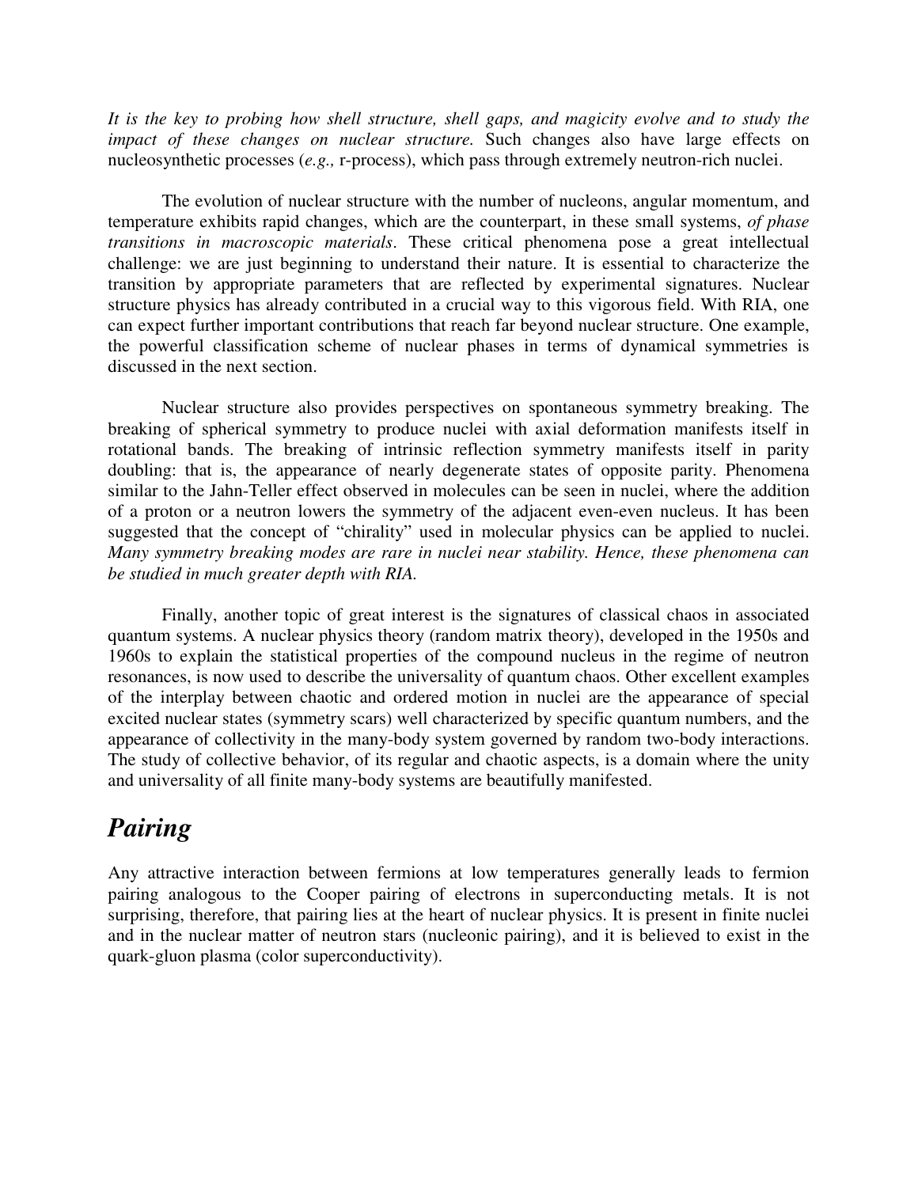*It is the key to probing how shell structure, shell gaps, and magicity evolve and to study the impact of these changes on nuclear structure.* Such changes also have large effects on nucleosynthetic processes (*e.g.,* r-process), which pass through extremely neutron-rich nuclei.

The evolution of nuclear structure with the number of nucleons, angular momentum, and temperature exhibits rapid changes, which are the counterpart, in these small systems, *of phase transitions in macroscopic materials*. These critical phenomena pose a great intellectual challenge: we are just beginning to understand their nature. It is essential to characterize the transition by appropriate parameters that are reflected by experimental signatures. Nuclear structure physics has already contributed in a crucial way to this vigorous field. With RIA, one can expect further important contributions that reach far beyond nuclear structure. One example, the powerful classification scheme of nuclear phases in terms of dynamical symmetries is discussed in the next section.

Nuclear structure also provides perspectives on spontaneous symmetry breaking. The breaking of spherical symmetry to produce nuclei with axial deformation manifests itself in rotational bands. The breaking of intrinsic reflection symmetry manifests itself in parity doubling: that is, the appearance of nearly degenerate states of opposite parity. Phenomena similar to the Jahn-Teller effect observed in molecules can be seen in nuclei, where the addition of a proton or a neutron lowers the symmetry of the adjacent even-even nucleus. It has been suggested that the concept of "chirality" used in molecular physics can be applied to nuclei. *Many symmetry breaking modes are rare in nuclei near stability. Hence, these phenomena can be studied in much greater depth with RIA.*

Finally, another topic of great interest is the signatures of classical chaos in associated quantum systems. A nuclear physics theory (random matrix theory), developed in the 1950s and 1960s to explain the statistical properties of the compound nucleus in the regime of neutron resonances, is now used to describe the universality of quantum chaos. Other excellent examples of the interplay between chaotic and ordered motion in nuclei are the appearance of special excited nuclear states (symmetry scars) well characterized by specific quantum numbers, and the appearance of collectivity in the many-body system governed by random two-body interactions. The study of collective behavior, of its regular and chaotic aspects, is a domain where the unity and universality of all finite many-body systems are beautifully manifested.

## *Pairing*

Any attractive interaction between fermions at low temperatures generally leads to fermion pairing analogous to the Cooper pairing of electrons in superconducting metals. It is not surprising, therefore, that pairing lies at the heart of nuclear physics. It is present in finite nuclei and in the nuclear matter of neutron stars (nucleonic pairing), and it is believed to exist in the quark-gluon plasma (color superconductivity).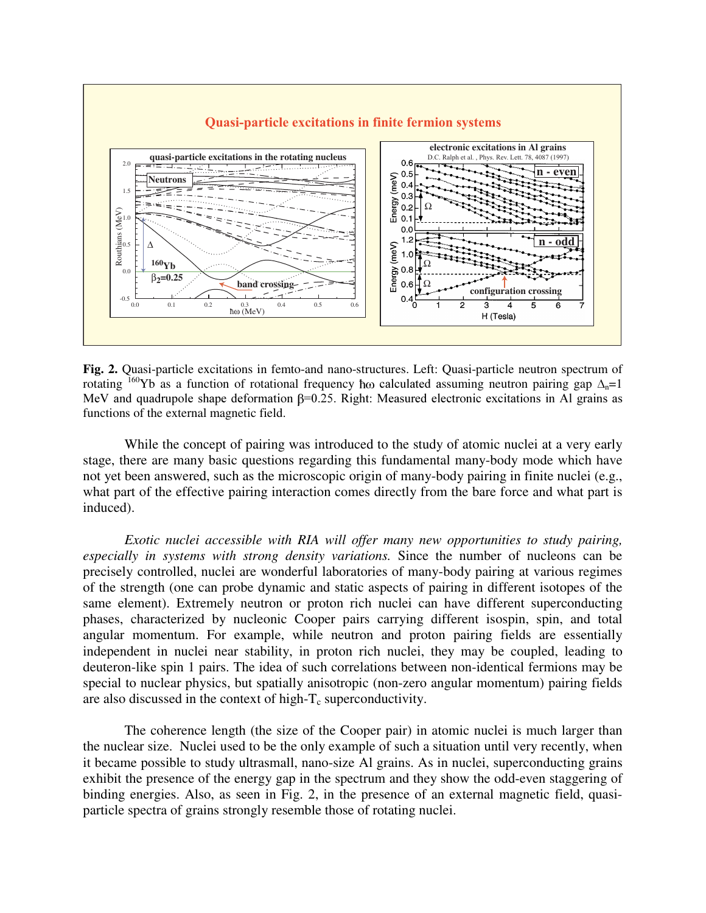**Fig. 2.** Quasi-particle excitations in femto-and nano-structures. Left: Quasi-particle neutron spectrum of rotating $^{160}$Yb as a function of rotational frequency $\hbar\omega$ calculated assuming neutron pairing gap $\Delta_n$=1 MeV and quadrupole shape deformation β=0.25. Right: Measured electronic excitations in Al grains as functions of the external magnetic field.

While the concept of pairing was introduced to the study of atomic nuclei at a very early stage, there are many basic questions regarding this fundamental many-body mode which have not yet been answered, such as the microscopic origin of many-body pairing in finite nuclei (e.g., what part of the effective pairing interaction comes directly from the bare force and what part is induced).

*Exotic nuclei accessible with RIA will offer many new opportunities to study pairing, especially in systems with strong density variations.* Since the number of nucleons can be precisely controlled, nuclei are wonderful laboratories of many-body pairing at various regimes of the strength (one can probe dynamic and static aspects of pairing in different isotopes of the same element). Extremely neutron or proton rich nuclei can have different superconducting phases, characterized by nucleonic Cooper pairs carrying different isospin, spin, and total angular momentum. For example, while neutron and proton pairing fields are essentially independent in nuclei near stability, in proton rich nuclei, they may be coupled, leading to deuteron-like spin 1 pairs. The idea of such correlations between non-identical fermions may be special to nuclear physics, but spatially anisotropic (non-zero angular momentum) pairing fields are also discussed in the context of high-$T_c$ superconductivity.

The coherence length (the size of the Cooper pair) in atomic nuclei is much larger than the nuclear size. Nuclei used to be the only example of such a situation until very recently, when it became possible to study ultrasmall, nano-size Al grains. As in nuclei, superconducting grains exhibit the presence of the energy gap in the spectrum and they show the odd-even staggering of binding energies. Also, as seen in Fig. 2, in the presence of an external magnetic field, quasi-particle spectra of grains strongly resemble those of rotating nuclei.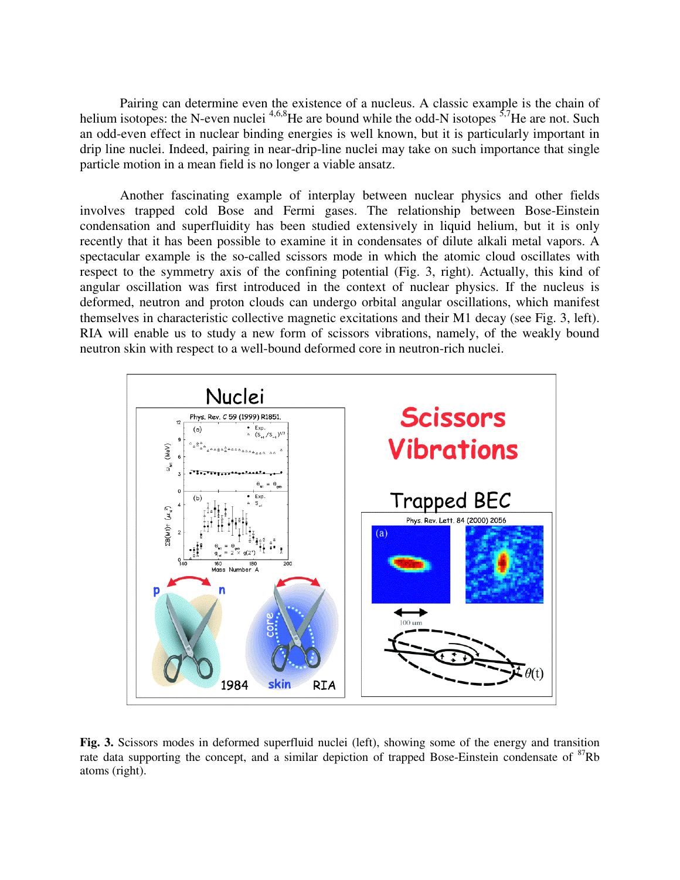Pairing can determine even the existence of a nucleus. A classic example is the chain of helium isotopes: the N-even nuclei $^{4,6,8}$He are bound while the odd-N isotopes $^{5,7}$He are not. Such an odd-even effect in nuclear binding energies is well known, but it is particularly important in drip line nuclei. Indeed, pairing in near-drip-line nuclei may take on such importance that single particle motion in a mean field is no longer a viable ansatz.

Another fascinating example of interplay between nuclear physics and other fields involves trapped cold Bose and Fermi gases. The relationship between Bose-Einstein condensation and superfluidity has been studied extensively in liquid helium, but it is only recently that it has been possible to examine it in condensates of dilute alkali metal vapors. A spectacular example is the so-called scissors mode in which the atomic cloud oscillates with respect to the symmetry axis of the confining potential (Fig. 3, right). Actually, this kind of angular oscillation was first introduced in the context of nuclear physics. If the nucleus is deformed, neutron and proton clouds can undergo orbital angular oscillations, which manifest themselves in characteristic collective magnetic excitations and their M1 decay (see Fig. 3, left). RIA will enable us to study a new form of scissors vibrations, namely, of the weakly bound neutron skin with respect to a well-bound deformed core in neutron-rich nuclei.

**Fig. 3.** Scissors modes in deformed superfluid nuclei (left), showing some of the energy and transition rate data supporting the concept, and a similar depiction of trapped Bose-Einstein condensate of $^{87}$Rb atoms (right).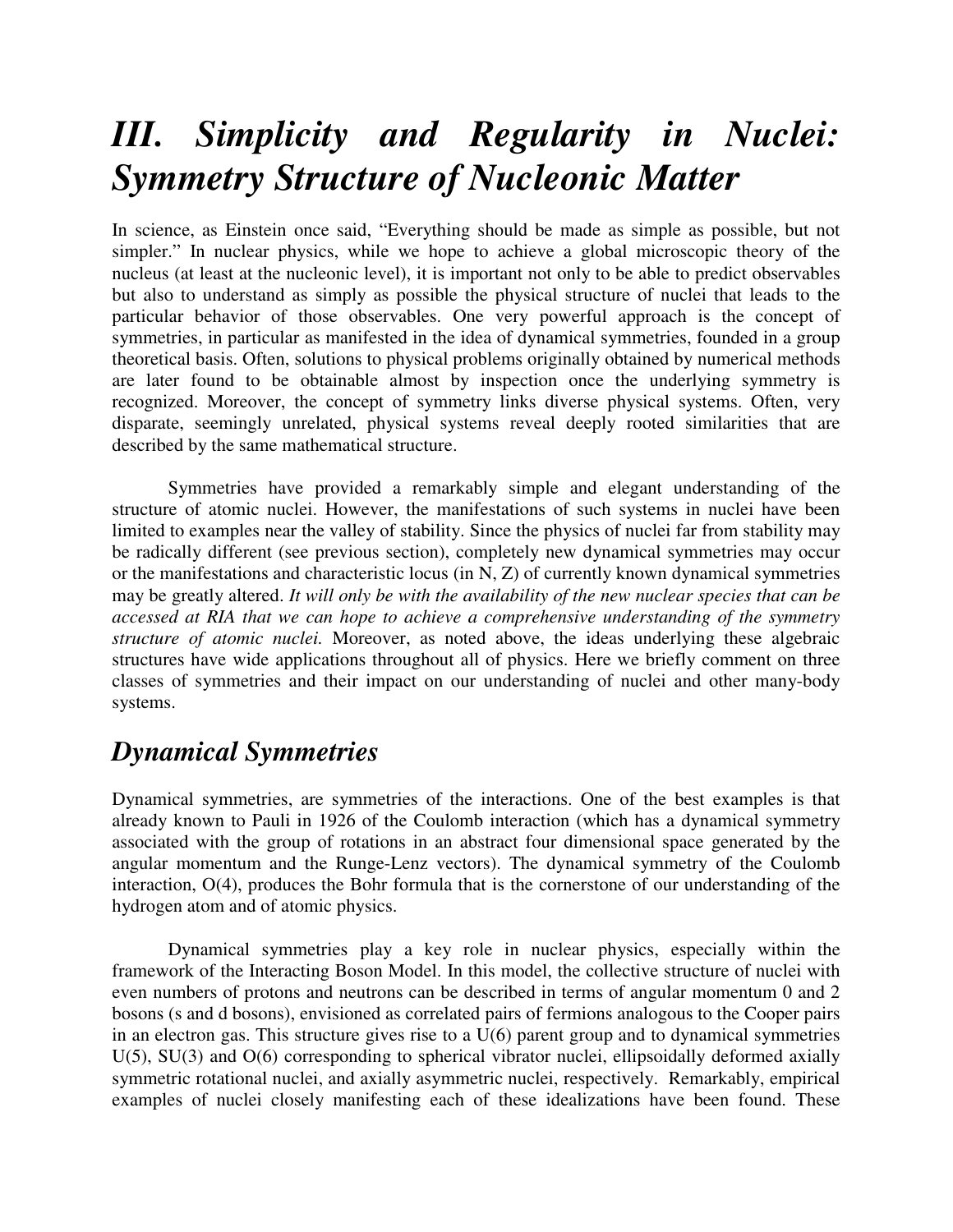# *III. Simplicity and Regularity in Nuclei: Symmetry Structure of Nucleonic Matter*

In science, as Einstein once said, "Everything should be made as simple as possible, but not simpler." In nuclear physics, while we hope to achieve a global microscopic theory of the nucleus (at least at the nucleonic level), it is important not only to be able to predict observables but also to understand as simply as possible the physical structure of nuclei that leads to the particular behavior of those observables. One very powerful approach is the concept of symmetries, in particular as manifested in the idea of dynamical symmetries, founded in a group theoretical basis. Often, solutions to physical problems originally obtained by numerical methods are later found to be obtainable almost by inspection once the underlying symmetry is recognized. Moreover, the concept of symmetry links diverse physical systems. Often, very disparate, seemingly unrelated, physical systems reveal deeply rooted similarities that are described by the same mathematical structure.

Symmetries have provided a remarkably simple and elegant understanding of the structure of atomic nuclei. However, the manifestations of such systems in nuclei have been limited to examples near the valley of stability. Since the physics of nuclei far from stability may be radically different (see previous section), completely new dynamical symmetries may occur or the manifestations and characteristic locus (in N, Z) of currently known dynamical symmetries may be greatly altered. *It will only be with the availability of the new nuclear species that can be accessed at RIA that we can hope to achieve a comprehensive understanding of the symmetry structure of atomic nuclei.* Moreover, as noted above, the ideas underlying these algebraic structures have wide applications throughout all of physics. Here we briefly comment on three classes of symmetries and their impact on our understanding of nuclei and other many-body systems.

## *Dynamical Symmetries*

Dynamical symmetries, are symmetries of the interactions. One of the best examples is that already known to Pauli in 1926 of the Coulomb interaction (which has a dynamical symmetry associated with the group of rotations in an abstract four dimensional space generated by the angular momentum and the Runge-Lenz vectors). The dynamical symmetry of the Coulomb interaction, O(4), produces the Bohr formula that is the cornerstone of our understanding of the hydrogen atom and of atomic physics.

Dynamical symmetries play a key role in nuclear physics, especially within the framework of the Interacting Boson Model. In this model, the collective structure of nuclei with even numbers of protons and neutrons can be described in terms of angular momentum 0 and 2 bosons (s and d bosons), envisioned as correlated pairs of fermions analogous to the Cooper pairs in an electron gas. This structure gives rise to a U(6) parent group and to dynamical symmetries U(5), SU(3) and O(6) corresponding to spherical vibrator nuclei, ellipsoidally deformed axially symmetric rotational nuclei, and axially asymmetric nuclei, respectively. Remarkably, empirical examples of nuclei closely manifesting each of these idealizations have been found. These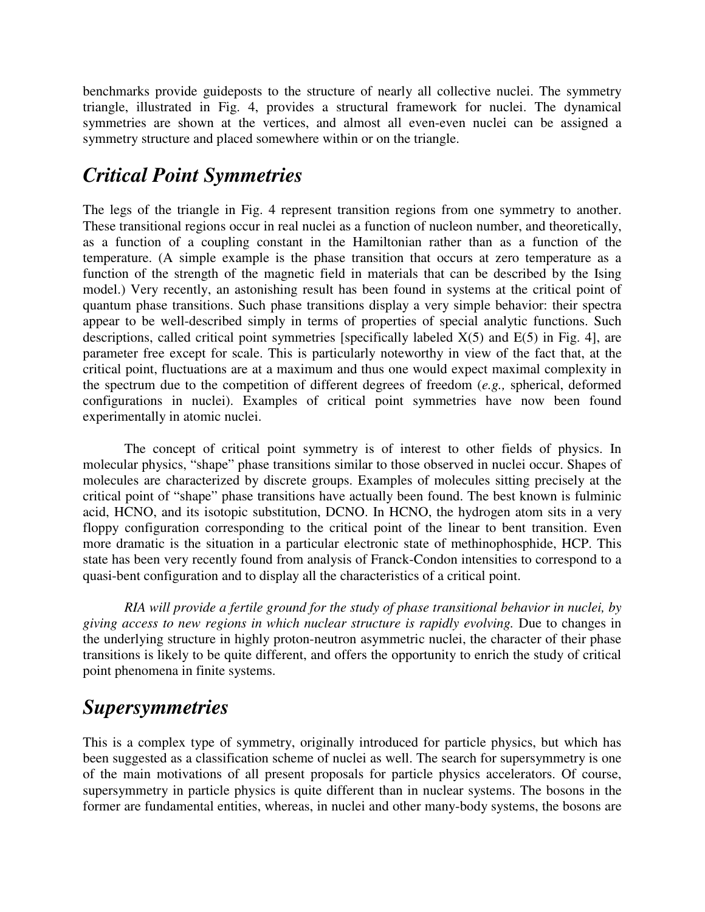benchmarks provide guideposts to the structure of nearly all collective nuclei. The symmetry triangle, illustrated in Fig. 4, provides a structural framework for nuclei. The dynamical symmetries are shown at the vertices, and almost all even-even nuclei can be assigned a symmetry structure and placed somewhere within or on the triangle.

## *Critical Point Symmetries*

The legs of the triangle in Fig. 4 represent transition regions from one symmetry to another. These transitional regions occur in real nuclei as a function of nucleon number, and theoretically, as a function of a coupling constant in the Hamiltonian rather than as a function of the temperature. (A simple example is the phase transition that occurs at zero temperature as a function of the strength of the magnetic field in materials that can be described by the Ising model.) Very recently, an astonishing result has been found in systems at the critical point of quantum phase transitions. Such phase transitions display a very simple behavior: their spectra appear to be well-described simply in terms of properties of special analytic functions. Such descriptions, called critical point symmetries [specifically labeled X(5) and E(5) in Fig. 4], are parameter free except for scale. This is particularly noteworthy in view of the fact that, at the critical point, fluctuations are at a maximum and thus one would expect maximal complexity in the spectrum due to the competition of different degrees of freedom (*e.g.,* spherical, deformed configurations in nuclei). Examples of critical point symmetries have now been found experimentally in atomic nuclei.

The concept of critical point symmetry is of interest to other fields of physics. In molecular physics, "shape" phase transitions similar to those observed in nuclei occur. Shapes of molecules are characterized by discrete groups. Examples of molecules sitting precisely at the critical point of "shape" phase transitions have actually been found. The best known is fulminic acid, HCNO, and its isotopic substitution, DCNO. In HCNO, the hydrogen atom sits in a very floppy configuration corresponding to the critical point of the linear to bent transition. Even more dramatic is the situation in a particular electronic state of methinophosphide, HCP. This state has been very recently found from analysis of Franck-Condon intensities to correspond to a quasi-bent configuration and to display all the characteristics of a critical point.

*RIA will provide a fertile ground for the study of phase transitional behavior in nuclei, by giving access to new regions in which nuclear structure is rapidly evolving.* Due to changes in the underlying structure in highly proton-neutron asymmetric nuclei, the character of their phase transitions is likely to be quite different, and offers the opportunity to enrich the study of critical point phenomena in finite systems.

## *Supersymmetries*

This is a complex type of symmetry, originally introduced for particle physics, but which has been suggested as a classification scheme of nuclei as well. The search for supersymmetry is one of the main motivations of all present proposals for particle physics accelerators. Of course, supersymmetry in particle physics is quite different than in nuclear systems. The bosons in the former are fundamental entities, whereas, in nuclei and other many-body systems, the bosons are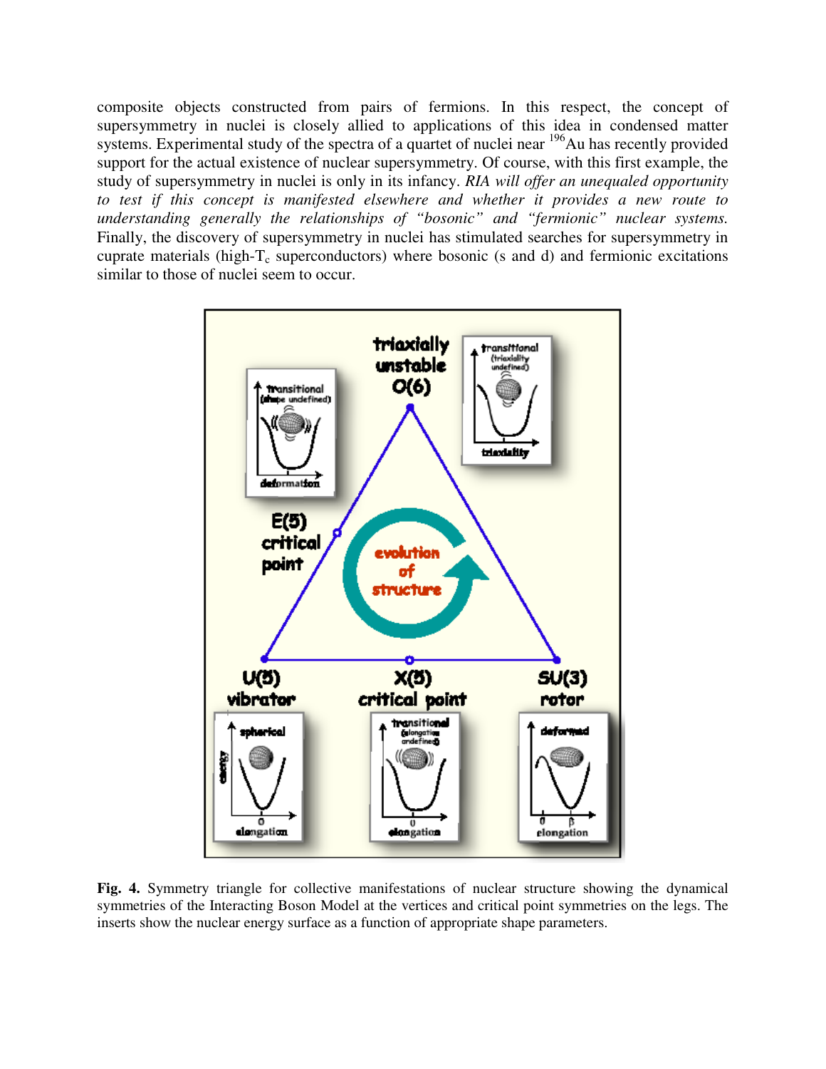composite objects constructed from pairs of fermions. In this respect, the concept of supersymmetry in nuclei is closely allied to applications of this idea in condensed matter systems. Experimental study of the spectra of a quartet of nuclei near $^{196}$Au has recently provided support for the actual existence of nuclear supersymmetry. Of course, with this first example, the study of supersymmetry in nuclei is only in its infancy. *RIA will offer an unequaled opportunity to test if this concept is manifested elsewhere and whether it provides a new route to understanding generally the relationships of "bosonic" and "fermionic" nuclear systems.* Finally, the discovery of supersymmetry in nuclei has stimulated searches for supersymmetry in cuprate materials (high-$T_c$ superconductors) where bosonic (s and d) and fermionic excitations similar to those of nuclei seem to occur.

**Fig. 4.** Symmetry triangle for collective manifestations of nuclear structure showing the dynamical symmetries of the Interacting Boson Model at the vertices and critical point symmetries on the legs. The inserts show the nuclear energy surface as a function of appropriate shape parameters.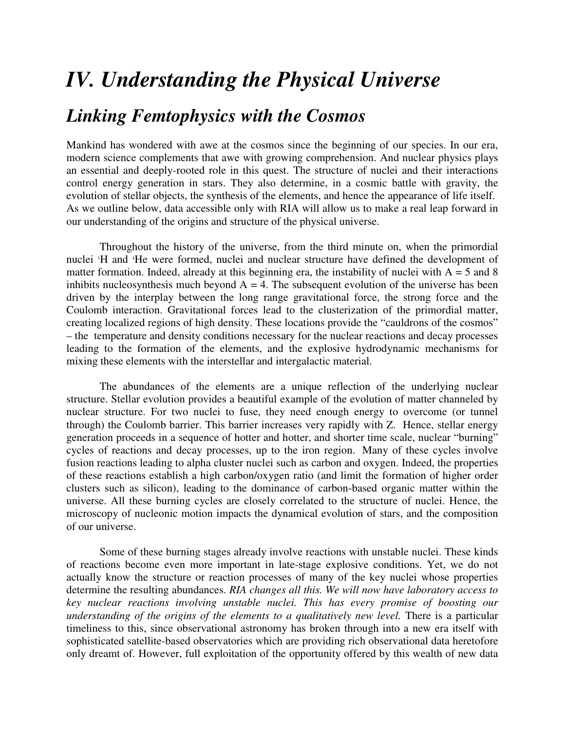# IV. Understanding the Physical Universe

## Linking Femtophysics with the Cosmos

Mankind has wondered with awe at the cosmos since the beginning of our species. In our era, modern science complements that awe with growing comprehension. And nuclear physics plays an essential and deeply-rooted role in this quest. The structure of nuclei and their interactions control energy generation in stars. They also determine, in a cosmic battle with gravity, the evolution of stellar objects, the synthesis of the elements, and hence the appearance of life itself. As we outline below, data accessible only with RIA will allow us to make a real leap forward in our understanding of the origins and structure of the physical universe.

Throughout the history of the universe, from the third minute on, when the primordial nuclei $^{1}H$ and $^{4}He$ were formed, nuclei and nuclear structure have defined the development of matter formation. Indeed, already at this beginning era, the instability of nuclei with A = 5 and 8 inhibits nucleosynthesis much beyond A = 4. The subsequent evolution of the universe has been driven by the interplay between the long range gravitational force, the strong force and the Coulomb interaction. Gravitational forces lead to the clusterization of the primordial matter, creating localized regions of high density. These locations provide the "cauldrons of the cosmos" – the temperature and density conditions necessary for the nuclear reactions and decay processes leading to the formation of the elements, and the explosive hydrodynamic mechanisms for mixing these elements with the interstellar and intergalactic material.

The abundances of the elements are a unique reflection of the underlying nuclear structure. Stellar evolution provides a beautiful example of the evolution of matter channeled by nuclear structure. For two nuclei to fuse, they need enough energy to overcome (or tunnel through) the Coulomb barrier. This barrier increases very rapidly with Z. Hence, stellar energy generation proceeds in a sequence of hotter and hotter, and shorter time scale, nuclear "burning" cycles of reactions and decay processes, up to the iron region. Many of these cycles involve fusion reactions leading to alpha cluster nuclei such as carbon and oxygen. Indeed, the properties of these reactions establish a high carbon/oxygen ratio (and limit the formation of higher order clusters such as silicon), leading to the dominance of carbon-based organic matter within the universe. All these burning cycles are closely correlated to the structure of nuclei. Hence, the microscopy of nucleonic motion impacts the dynamical evolution of stars, and the composition of our universe.

Some of these burning stages already involve reactions with unstable nuclei. These kinds of reactions become even more important in late-stage explosive conditions. Yet, we do not actually know the structure or reaction processes of many of the key nuclei whose properties determine the resulting abundances. *RIA changes all this. We will now have laboratory access to key nuclear reactions involving unstable nuclei. This has every promise of boosting our understanding of the origins of the elements to a qualitatively new level.* There is a particular timeliness to this, since observational astronomy has broken through into a new era itself with sophisticated satellite-based observatories which are providing rich observational data heretofore only dreamt of. However, full exploitation of the opportunity offered by this wealth of new data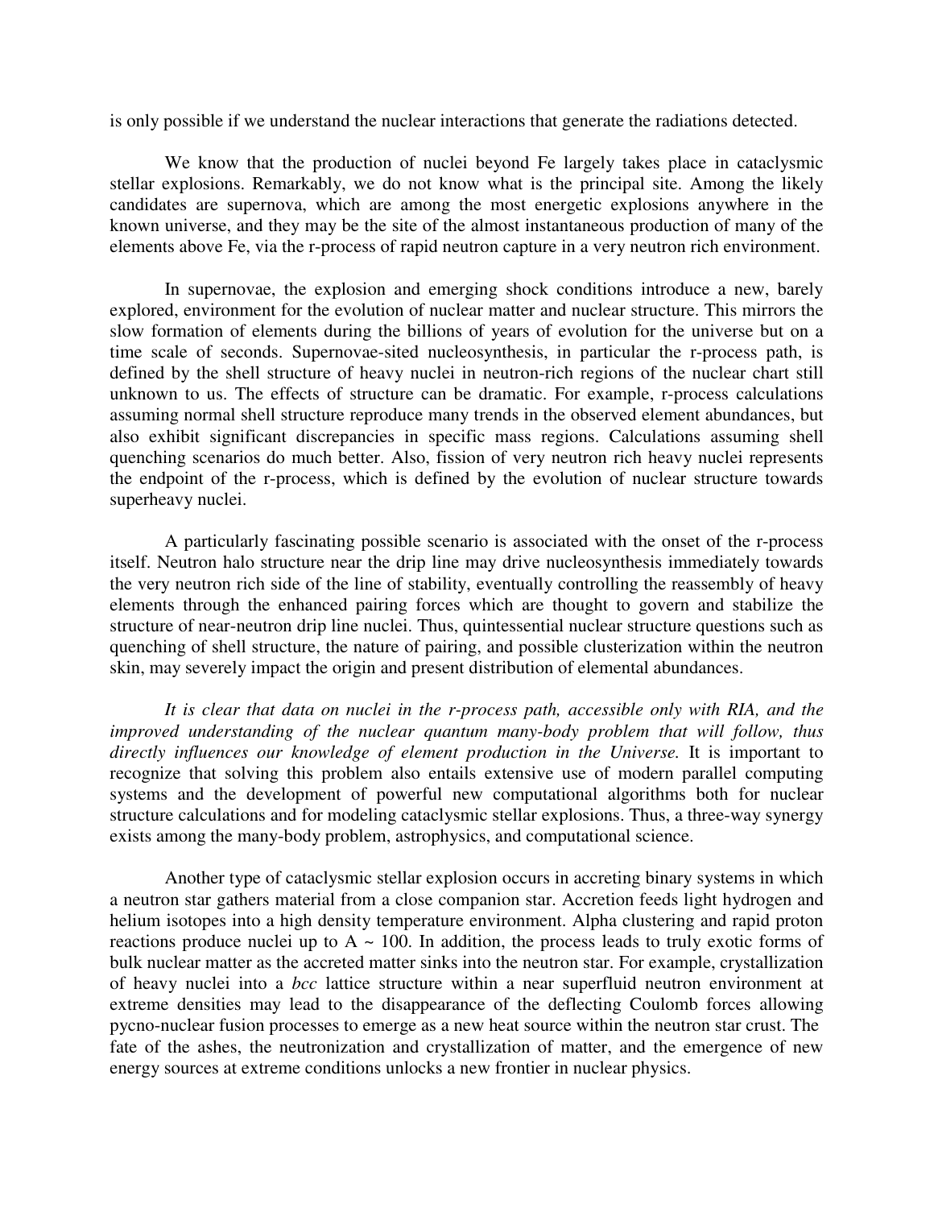is only possible if we understand the nuclear interactions that generate the radiations detected.

We know that the production of nuclei beyond Fe largely takes place in cataclysmic stellar explosions. Remarkably, we do not know what is the principal site. Among the likely candidates are supernova, which are among the most energetic explosions anywhere in the known universe, and they may be the site of the almost instantaneous production of many of the elements above Fe, via the r-process of rapid neutron capture in a very neutron rich environment.

In supernovae, the explosion and emerging shock conditions introduce a new, barely explored, environment for the evolution of nuclear matter and nuclear structure. This mirrors the slow formation of elements during the billions of years of evolution for the universe but on a time scale of seconds. Supernovae-sited nucleosynthesis, in particular the r-process path, is defined by the shell structure of heavy nuclei in neutron-rich regions of the nuclear chart still unknown to us. The effects of structure can be dramatic. For example, r-process calculations assuming normal shell structure reproduce many trends in the observed element abundances, but also exhibit significant discrepancies in specific mass regions. Calculations assuming shell quenching scenarios do much better. Also, fission of very neutron rich heavy nuclei represents the endpoint of the r-process, which is defined by the evolution of nuclear structure towards superheavy nuclei.

A particularly fascinating possible scenario is associated with the onset of the r-process itself. Neutron halo structure near the drip line may drive nucleosynthesis immediately towards the very neutron rich side of the line of stability, eventually controlling the reassembly of heavy elements through the enhanced pairing forces which are thought to govern and stabilize the structure of near-neutron drip line nuclei. Thus, quintessential nuclear structure questions such as quenching of shell structure, the nature of pairing, and possible clusterization within the neutron skin, may severely impact the origin and present distribution of elemental abundances.

*It is clear that data on nuclei in the r-process path, accessible only with RIA, and the improved understanding of the nuclear quantum many-body problem that will follow, thus directly influences our knowledge of element production in the Universe.* It is important to recognize that solving this problem also entails extensive use of modern parallel computing systems and the development of powerful new computational algorithms both for nuclear structure calculations and for modeling cataclysmic stellar explosions. Thus, a three-way synergy exists among the many-body problem, astrophysics, and computational science.

Another type of cataclysmic stellar explosion occurs in accreting binary systems in which a neutron star gathers material from a close companion star. Accretion feeds light hydrogen and helium isotopes into a high density temperature environment. Alpha clustering and rapid proton reactions produce nuclei up to $A \sim 100$. In addition, the process leads to truly exotic forms of bulk nuclear matter as the accreted matter sinks into the neutron star. For example, crystallization of heavy nuclei into a *bcc* lattice structure within a near superfluid neutron environment at extreme densities may lead to the disappearance of the deflecting Coulomb forces allowing pycno-nuclear fusion processes to emerge as a new heat source within the neutron star crust. The fate of the ashes, the neutronization and crystallization of matter, and the emergence of new energy sources at extreme conditions unlocks a new frontier in nuclear physics.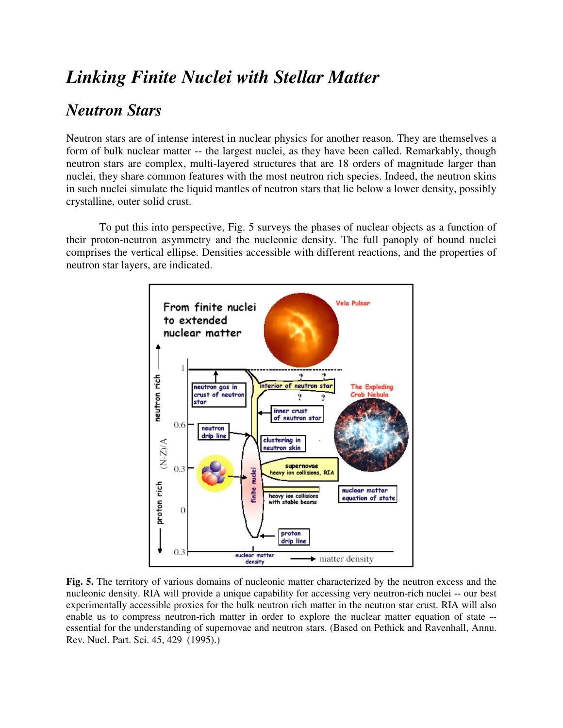# *Linking Finite Nuclei with Stellar Matter*

## *Neutron Stars*

Neutron stars are of intense interest in nuclear physics for another reason. They are themselves a form of bulk nuclear matter -- the largest nuclei, as they have been called. Remarkably, though neutron stars are complex, multi-layered structures that are 18 orders of magnitude larger than nuclei, they share common features with the most neutron rich species. Indeed, the neutron skins in such nuclei simulate the liquid mantles of neutron stars that lie below a lower density, possibly crystalline, outer solid crust.

To put this into perspective, Fig. 5 surveys the phases of nuclear objects as a function of their proton-neutron asymmetry and the nucleonic density. The full panoply of bound nuclei comprises the vertical ellipse. Densities accessible with different reactions, and the properties of neutron star layers, are indicated.

**Fig. 5.** The territory of various domains of nucleonic matter characterized by the neutron excess and the nucleonic density. RIA will provide a unique capability for accessing very neutron-rich nuclei -- our best experimentally accessible proxies for the bulk neutron rich matter in the neutron star crust. RIA will also enable us to compress neutron-rich matter in order to explore the nuclear matter equation of state -- essential for the understanding of supernovae and neutron stars. (Based on Pethick and Ravenhall, Annu. Rev. Nucl. Part. Sci. 45, 429 (1995).)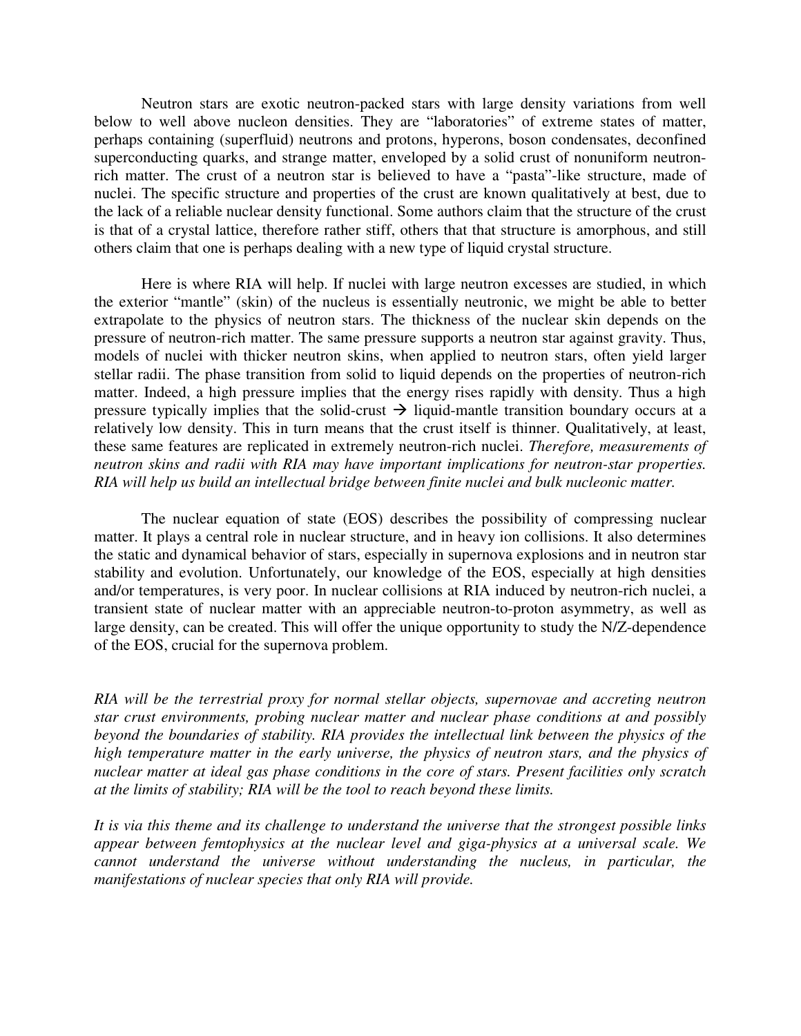Neutron stars are exotic neutron-packed stars with large density variations from well below to well above nucleon densities. They are "laboratories" of extreme states of matter, perhaps containing (superfluid) neutrons and protons, hyperons, boson condensates, deconfined superconducting quarks, and strange matter, enveloped by a solid crust of nonuniform neutron-rich matter. The crust of a neutron star is believed to have a "pasta"-like structure, made of nuclei. The specific structure and properties of the crust are known qualitatively at best, due to the lack of a reliable nuclear density functional. Some authors claim that the structure of the crust is that of a crystal lattice, therefore rather stiff, others that that structure is amorphous, and still others claim that one is perhaps dealing with a new type of liquid crystal structure.

Here is where RIA will help. If nuclei with large neutron excesses are studied, in which the exterior "mantle" (skin) of the nucleus is essentially neutronic, we might be able to better extrapolate to the physics of neutron stars. The thickness of the nuclear skin depends on the pressure of neutron-rich matter. The same pressure supports a neutron star against gravity. Thus, models of nuclei with thicker neutron skins, when applied to neutron stars, often yield larger stellar radii. The phase transition from solid to liquid depends on the properties of neutron-rich matter. Indeed, a high pressure implies that the energy rises rapidly with density. Thus a high pressure typically implies that the solid-crust → liquid-mantle transition boundary occurs at a relatively low density. This in turn means that the crust itself is thinner. Qualitatively, at least, these same features are replicated in extremely neutron-rich nuclei. *Therefore, measurements of neutron skins and radii with RIA may have important implications for neutron-star properties. RIA will help us build an intellectual bridge between finite nuclei and bulk nucleonic matter.*

The nuclear equation of state (EOS) describes the possibility of compressing nuclear matter. It plays a central role in nuclear structure, and in heavy ion collisions. It also determines the static and dynamical behavior of stars, especially in supernova explosions and in neutron star stability and evolution. Unfortunately, our knowledge of the EOS, especially at high densities and/or temperatures, is very poor. In nuclear collisions at RIA induced by neutron-rich nuclei, a transient state of nuclear matter with an appreciable neutron-to-proton asymmetry, as well as large density, can be created. This will offer the unique opportunity to study the N/Z-dependence of the EOS, crucial for the supernova problem.

*RIA will be the terrestrial proxy for normal stellar objects, supernovae and accreting neutron star crust environments, probing nuclear matter and nuclear phase conditions at and possibly beyond the boundaries of stability. RIA provides the intellectual link between the physics of the high temperature matter in the early universe, the physics of neutron stars, and the physics of nuclear matter at ideal gas phase conditions in the core of stars. Present facilities only scratch at the limits of stability; RIA will be the tool to reach beyond these limits.*

*It is via this theme and its challenge to understand the universe that the strongest possible links appear between femtophysics at the nuclear level and giga-physics at a universal scale. We cannot understand the universe without understanding the nucleus, in particular, the manifestations of nuclear species that only RIA will provide.*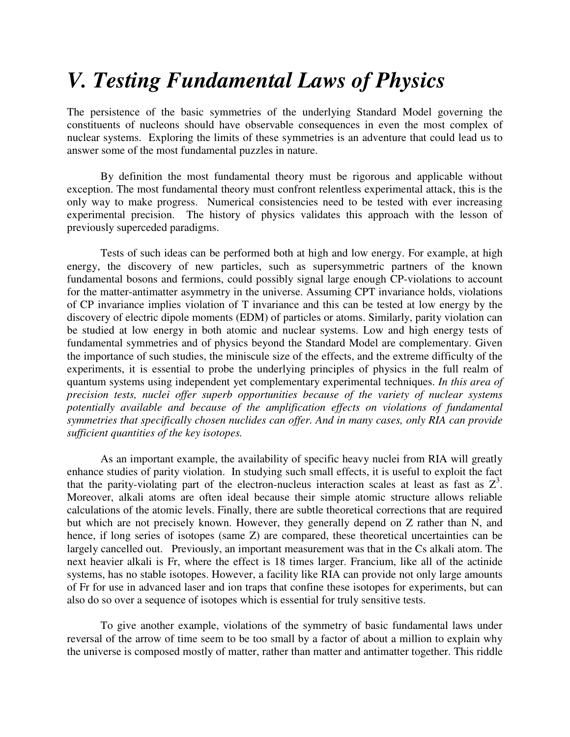# *V. Testing Fundamental Laws of Physics*

The persistence of the basic symmetries of the underlying Standard Model governing the constituents of nucleons should have observable consequences in even the most complex of nuclear systems. Exploring the limits of these symmetries is an adventure that could lead us to answer some of the most fundamental puzzles in nature.

By definition the most fundamental theory must be rigorous and applicable without exception. The most fundamental theory must confront relentless experimental attack, this is the only way to make progress. Numerical consistencies need to be tested with ever increasing experimental precision. The history of physics validates this approach with the lesson of previously superceded paradigms.

Tests of such ideas can be performed both at high and low energy. For example, at high energy, the discovery of new particles, such as supersymmetric partners of the known fundamental bosons and fermions, could possibly signal large enough CP-violations to account for the matter-antimatter asymmetry in the universe. Assuming CPT invariance holds, violations of CP invariance implies violation of T invariance and this can be tested at low energy by the discovery of electric dipole moments (EDM) of particles or atoms. Similarly, parity violation can be studied at low energy in both atomic and nuclear systems. Low and high energy tests of fundamental symmetries and of physics beyond the Standard Model are complementary. Given the importance of such studies, the miniscule size of the effects, and the extreme difficulty of the experiments, it is essential to probe the underlying principles of physics in the full realm of quantum systems using independent yet complementary experimental techniques. *In this area of precision tests, nuclei offer superb opportunities because of the variety of nuclear systems potentially available and because of the amplification effects on violations of fundamental symmetries that specifically chosen nuclides can offer. And in many cases, only RIA can provide sufficient quantities of the key isotopes.*

As an important example, the availability of specific heavy nuclei from RIA will greatly enhance studies of parity violation. In studying such small effects, it is useful to exploit the fact that the parity-violating part of the electron-nucleus interaction scales at least as fast as $Z^3$. Moreover, alkali atoms are often ideal because their simple atomic structure allows reliable calculations of the atomic levels. Finally, there are subtle theoretical corrections that are required but which are not precisely known. However, they generally depend on Z rather than N, and hence, if long series of isotopes (same Z) are compared, these theoretical uncertainties can be largely cancelled out. Previously, an important measurement was that in the Cs alkali atom. The next heavier alkali is Fr, where the effect is 18 times larger. Francium, like all of the actinide systems, has no stable isotopes. However, a facility like RIA can provide not only large amounts of Fr for use in advanced laser and ion traps that confine these isotopes for experiments, but can also do so over a sequence of isotopes which is essential for truly sensitive tests.

To give another example, violations of the symmetry of basic fundamental laws under reversal of the arrow of time seem to be too small by a factor of about a million to explain why the universe is composed mostly of matter, rather than matter and antimatter together. This riddle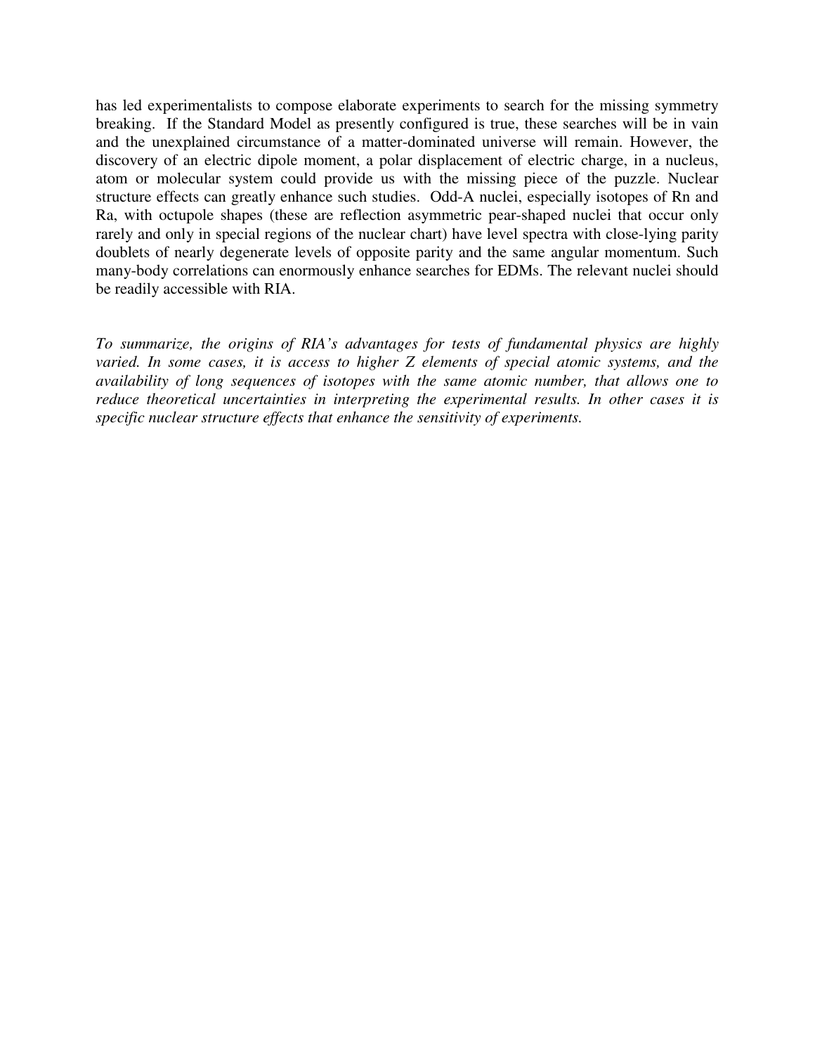has led experimentalists to compose elaborate experiments to search for the missing symmetry breaking. If the Standard Model as presently configured is true, these searches will be in vain and the unexplained circumstance of a matter-dominated universe will remain. However, the discovery of an electric dipole moment, a polar displacement of electric charge, in a nucleus, atom or molecular system could provide us with the missing piece of the puzzle. Nuclear structure effects can greatly enhance such studies. Odd-A nuclei, especially isotopes of Rn and Ra, with octupole shapes (these are reflection asymmetric pear-shaped nuclei that occur only rarely and only in special regions of the nuclear chart) have level spectra with close-lying parity doublets of nearly degenerate levels of opposite parity and the same angular momentum. Such many-body correlations can enormously enhance searches for EDMs. The relevant nuclei should be readily accessible with RIA.

*To summarize, the origins of RIA's advantages for tests of fundamental physics are highly varied. In some cases, it is access to higher Z elements of special atomic systems, and the availability of long sequences of isotopes with the same atomic number, that allows one to reduce theoretical uncertainties in interpreting the experimental results. In other cases it is specific nuclear structure effects that enhance the sensitivity of experiments.*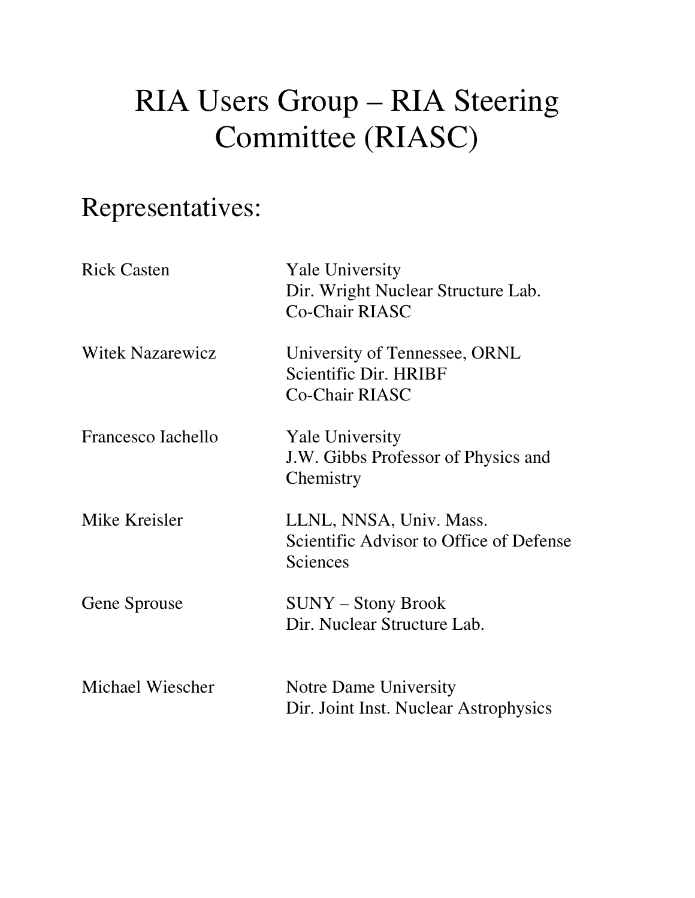# RIA Users Group – RIA Steering Committee (RIASC)

## Representatives:

| | |
|---|---|
| Rick Casten | Yale University<br>Dir. Wright Nuclear Structure Lab.<br>Co-Chair RIASC |
| Witek Nazarewicz | University of Tennessee, ORNL<br>Scientific Dir. HRIBF<br>Co-Chair RIASC |
| Francesco Iachello | Yale University<br>J.W. Gibbs Professor of Physics and Chemistry |
| Mike Kreisler | LLNL, NNSA, Univ. Mass.<br>Scientific Advisor to Office of Defense Sciences |
| Gene Sprouse | SUNY – Stony Brook<br>Dir. Nuclear Structure Lab. |
| Michael Wiescher | Notre Dame University<br>Dir. Joint Inst. Nuclear Astrophysics |